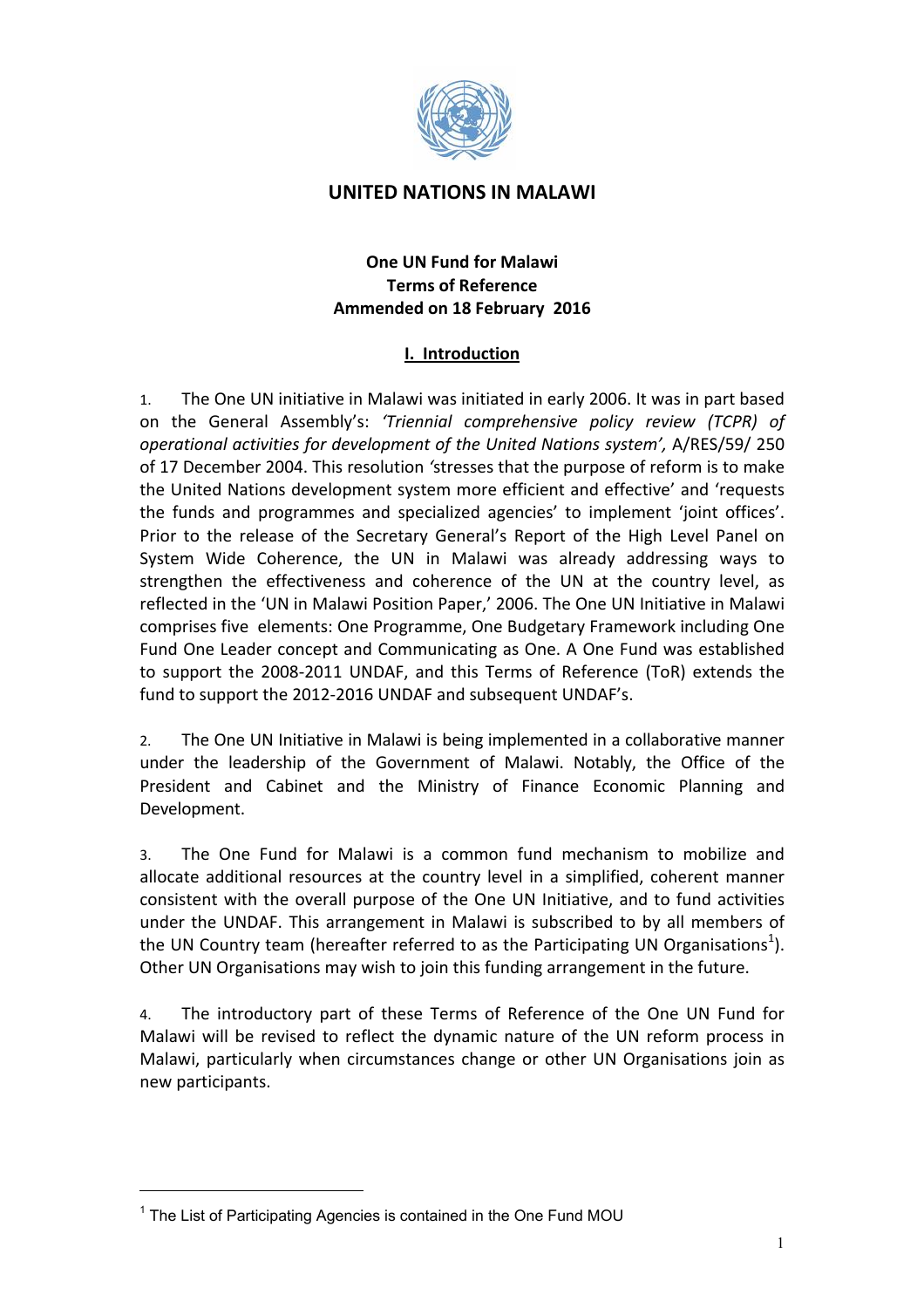# UNITED NATIONS IN MALAWI

## One UN Fund for Malawi
## Terms of Reference
## Ammended on 18 February 2016

## I. Introduction

1. The One UN initiative in Malawi was initiated in early 2006. It was in part based on the General Assembly's: *'Triennial comprehensive policy review (TCPR) of operational activities for development of the United Nations system',* A/RES/59/ 250 of 17 December 2004. This resolution *'*stresses that the purpose of reform is to make the United Nations development system more efficient and effective' and 'requests the funds and programmes and specialized agencies' to implement 'joint offices'. Prior to the release of the Secretary General's Report of the High Level Panel on System Wide Coherence, the UN in Malawi was already addressing ways to strengthen the effectiveness and coherence of the UN at the country level, as reflected in the 'UN in Malawi Position Paper,' 2006. The One UN Initiative in Malawi comprises five elements: One Programme, One Budgetary Framework including One Fund One Leader concept and Communicating as One. A One Fund was established to support the 2008-2011 UNDAF, and this Terms of Reference (ToR) extends the fund to support the 2012-2016 UNDAF and subsequent UNDAF's.

2. The One UN Initiative in Malawi is being implemented in a collaborative manner under the leadership of the Government of Malawi. Notably, the Office of the President and Cabinet and the Ministry of Finance Economic Planning and Development.

3. The One Fund for Malawi is a common fund mechanism to mobilize and allocate additional resources at the country level in a simplified, coherent manner consistent with the overall purpose of the One UN Initiative, and to fund activities under the UNDAF. This arrangement in Malawi is subscribed to by all members of the UN Country team (hereafter referred to as the Participating UN Organisations[1]). Other UN Organisations may wish to join this funding arrangement in the future.

4. The introductory part of these Terms of Reference of the One UN Fund for Malawi will be revised to reflect the dynamic nature of the UN reform process in Malawi, particularly when circumstances change or other UN Organisations join as new participants.

[1] The List of Participating Agencies is contained in the One Fund MOU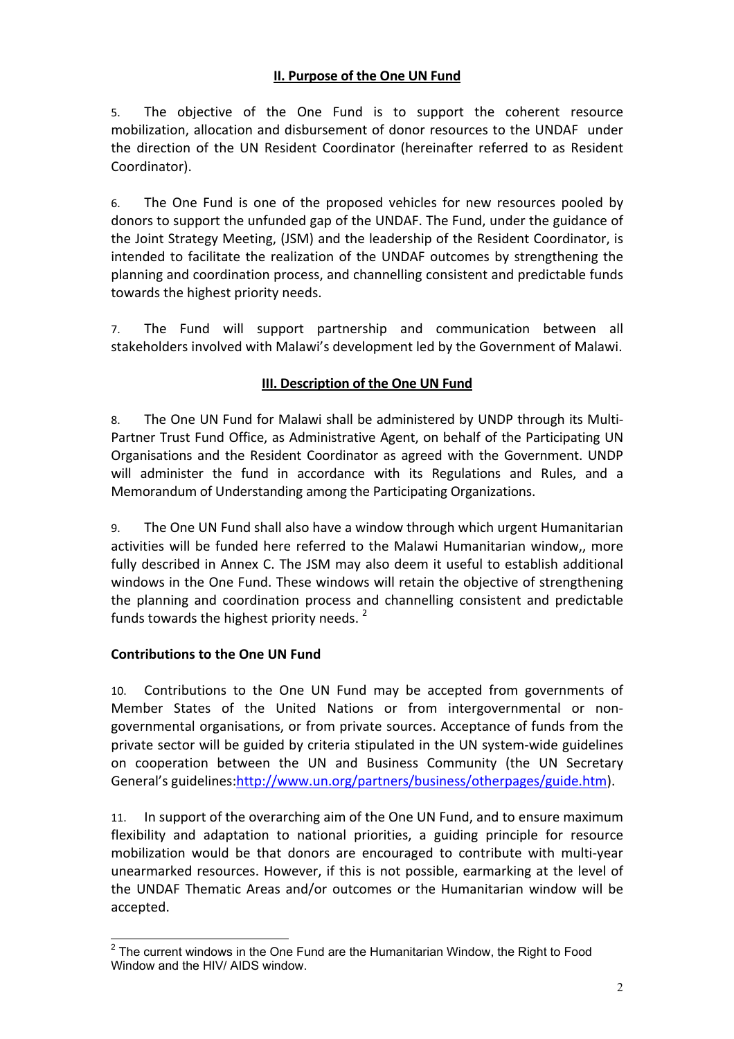## II. Purpose of the One UN Fund

5. The objective of the One Fund is to support the coherent resource mobilization, allocation and disbursement of donor resources to the UNDAF under the direction of the UN Resident Coordinator (hereinafter referred to as Resident Coordinator).

6. The One Fund is one of the proposed vehicles for new resources pooled by donors to support the unfunded gap of the UNDAF. The Fund, under the guidance of the Joint Strategy Meeting, (JSM) and the leadership of the Resident Coordinator, is intended to facilitate the realization of the UNDAF outcomes by strengthening the planning and coordination process, and channelling consistent and predictable funds towards the highest priority needs.

7. The Fund will support partnership and communication between all stakeholders involved with Malawi's development led by the Government of Malawi.

## III. Description of the One UN Fund

8. The One UN Fund for Malawi shall be administered by UNDP through its Multi-Partner Trust Fund Office, as Administrative Agent, on behalf of the Participating UN Organisations and the Resident Coordinator as agreed with the Government. UNDP will administer the fund in accordance with its Regulations and Rules, and a Memorandum of Understanding among the Participating Organizations.

9. The One UN Fund shall also have a window through which urgent Humanitarian activities will be funded here referred to the Malawi Humanitarian window,, more fully described in Annex C. The JSM may also deem it useful to establish additional windows in the One Fund. These windows will retain the objective of strengthening the planning and coordination process and channelling consistent and predictable funds towards the highest priority needs. [2]

### Contributions to the One UN Fund

10. Contributions to the One UN Fund may be accepted from governments of Member States of the United Nations or from intergovernmental or non-governmental organisations, or from private sources. Acceptance of funds from the private sector will be guided by criteria stipulated in the UN system-wide guidelines on cooperation between the UN and Business Community (the UN Secretary General's guidelines:http://www.un.org/partners/business/otherpages/guide.htm).

11. In support of the overarching aim of the One UN Fund, and to ensure maximum flexibility and adaptation to national priorities, a guiding principle for resource mobilization would be that donors are encouraged to contribute with multi-year unearmarked resources. However, if this is not possible, earmarking at the level of the UNDAF Thematic Areas and/or outcomes or the Humanitarian window will be accepted.

---

[2] The current windows in the One Fund are the Humanitarian Window, the Right to Food Window and the HIV/ AIDS window.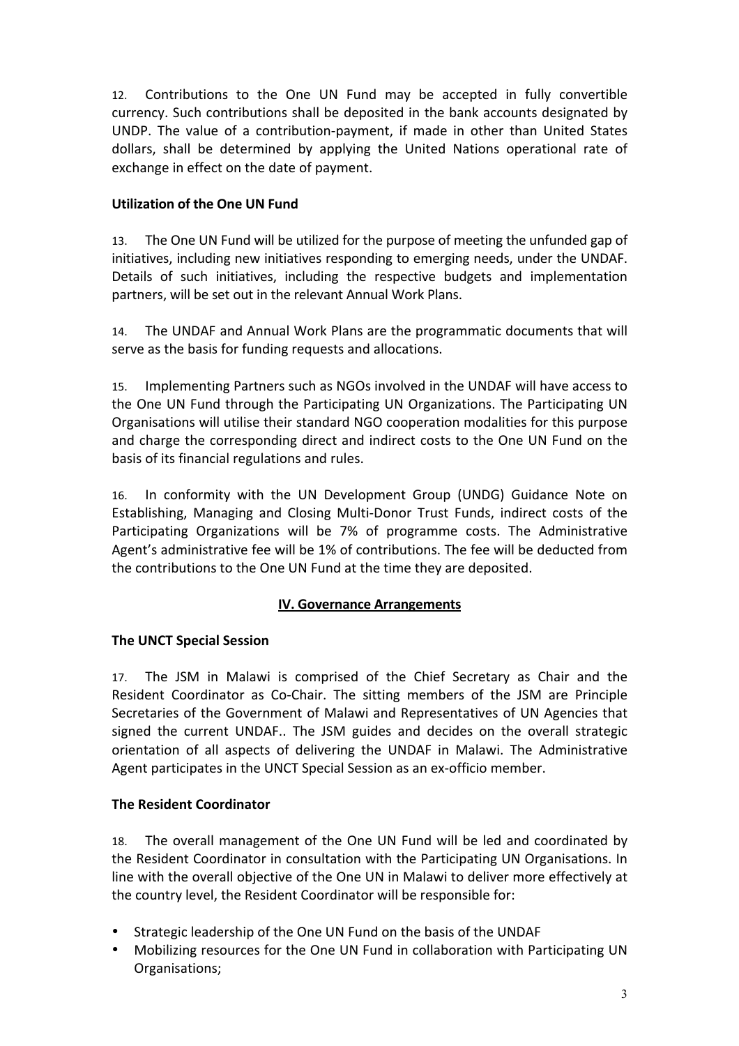12. Contributions to the One UN Fund may be accepted in fully convertible currency. Such contributions shall be deposited in the bank accounts designated by UNDP. The value of a contribution-payment, if made in other than United States dollars, shall be determined by applying the United Nations operational rate of exchange in effect on the date of payment.

**Utilization of the One UN Fund**

13. The One UN Fund will be utilized for the purpose of meeting the unfunded gap of initiatives, including new initiatives responding to emerging needs, under the UNDAF. Details of such initiatives, including the respective budgets and implementation partners, will be set out in the relevant Annual Work Plans.

14. The UNDAF and Annual Work Plans are the programmatic documents that will serve as the basis for funding requests and allocations.

15. Implementing Partners such as NGOs involved in the UNDAF will have access to the One UN Fund through the Participating UN Organizations. The Participating UN Organisations will utilise their standard NGO cooperation modalities for this purpose and charge the corresponding direct and indirect costs to the One UN Fund on the basis of its financial regulations and rules.

16. In conformity with the UN Development Group (UNDG) Guidance Note on Establishing, Managing and Closing Multi-Donor Trust Funds, indirect costs of the Participating Organizations will be 7% of programme costs. The Administrative Agent's administrative fee will be 1% of contributions. The fee will be deducted from the contributions to the One UN Fund at the time they are deposited.

## IV. Governance Arrangements

**The UNCT Special Session**

17. The JSM in Malawi is comprised of the Chief Secretary as Chair and the Resident Coordinator as Co-Chair. The sitting members of the JSM are Principle Secretaries of the Government of Malawi and Representatives of UN Agencies that signed the current UNDAF.. The JSM guides and decides on the overall strategic orientation of all aspects of delivering the UNDAF in Malawi. The Administrative Agent participates in the UNCT Special Session as an ex-officio member.

**The Resident Coordinator**

18. The overall management of the One UN Fund will be led and coordinated by the Resident Coordinator in consultation with the Participating UN Organisations. In line with the overall objective of the One UN in Malawi to deliver more effectively at the country level, the Resident Coordinator will be responsible for:

- Strategic leadership of the One UN Fund on the basis of the UNDAF
- Mobilizing resources for the One UN Fund in collaboration with Participating UN Organisations;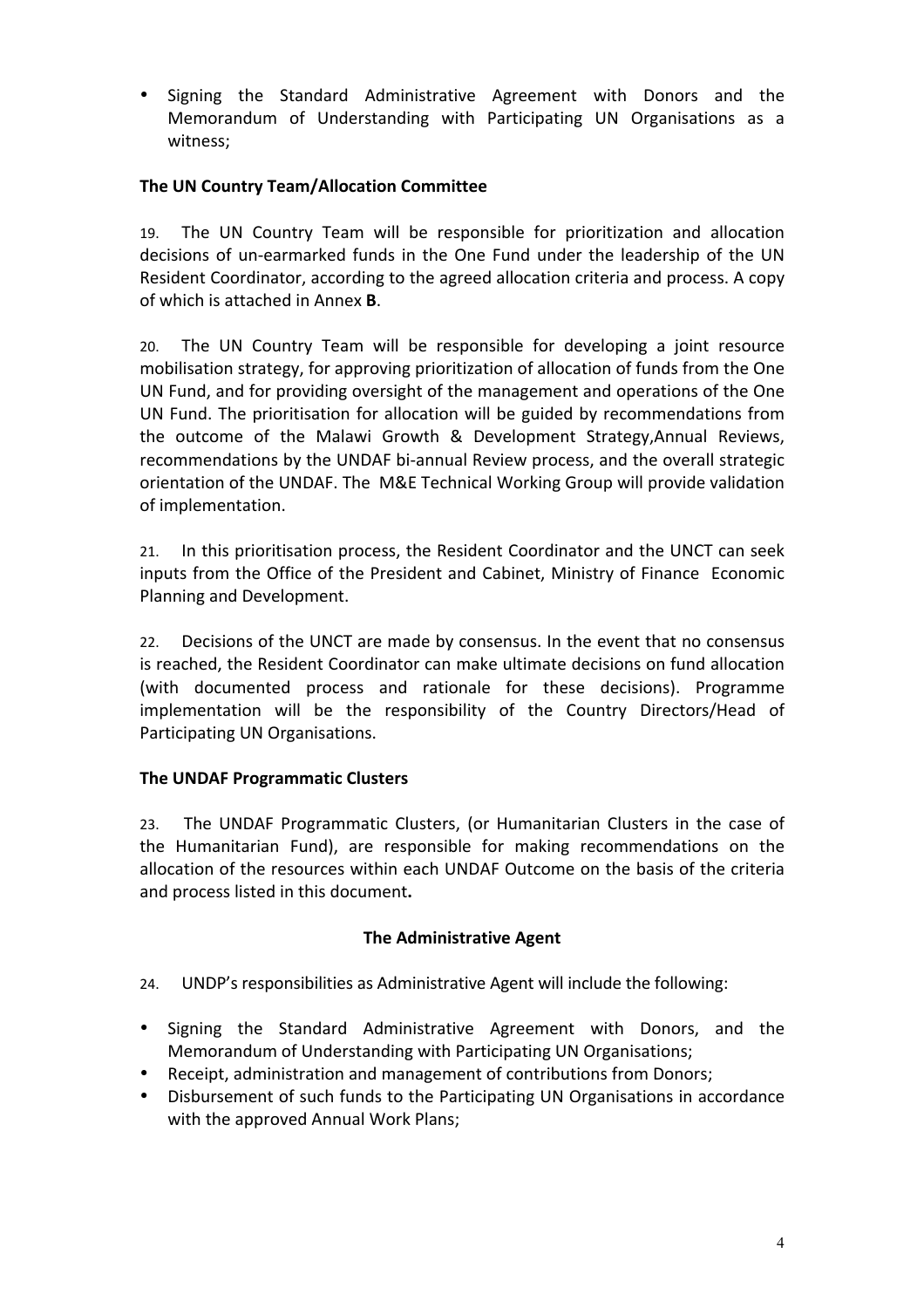- Signing the Standard Administrative Agreement with Donors and the Memorandum of Understanding with Participating UN Organisations as a witness;

**The UN Country Team/Allocation Committee**

19. The UN Country Team will be responsible for prioritization and allocation decisions of un-earmarked funds in the One Fund under the leadership of the UN Resident Coordinator, according to the agreed allocation criteria and process. A copy of which is attached in Annex **B**.

20. The UN Country Team will be responsible for developing a joint resource mobilisation strategy, for approving prioritization of allocation of funds from the One UN Fund, and for providing oversight of the management and operations of the One UN Fund. The prioritisation for allocation will be guided by recommendations from the outcome of the Malawi Growth & Development Strategy,Annual Reviews, recommendations by the UNDAF bi-annual Review process, and the overall strategic orientation of the UNDAF. The M&E Technical Working Group will provide validation of implementation.

21. In this prioritisation process, the Resident Coordinator and the UNCT can seek inputs from the Office of the President and Cabinet, Ministry of Finance Economic Planning and Development.

22. Decisions of the UNCT are made by consensus. In the event that no consensus is reached, the Resident Coordinator can make ultimate decisions on fund allocation (with documented process and rationale for these decisions). Programme implementation will be the responsibility of the Country Directors/Head of Participating UN Organisations.

**The UNDAF Programmatic Clusters**

23. The UNDAF Programmatic Clusters, (or Humanitarian Clusters in the case of the Humanitarian Fund), are responsible for making recommendations on the allocation of the resources within each UNDAF Outcome on the basis of the criteria and process listed in this document**.**

**The Administrative Agent**

24. UNDP's responsibilities as Administrative Agent will include the following:

- Signing the Standard Administrative Agreement with Donors, and the Memorandum of Understanding with Participating UN Organisations;
- Receipt, administration and management of contributions from Donors;
- Disbursement of such funds to the Participating UN Organisations in accordance with the approved Annual Work Plans;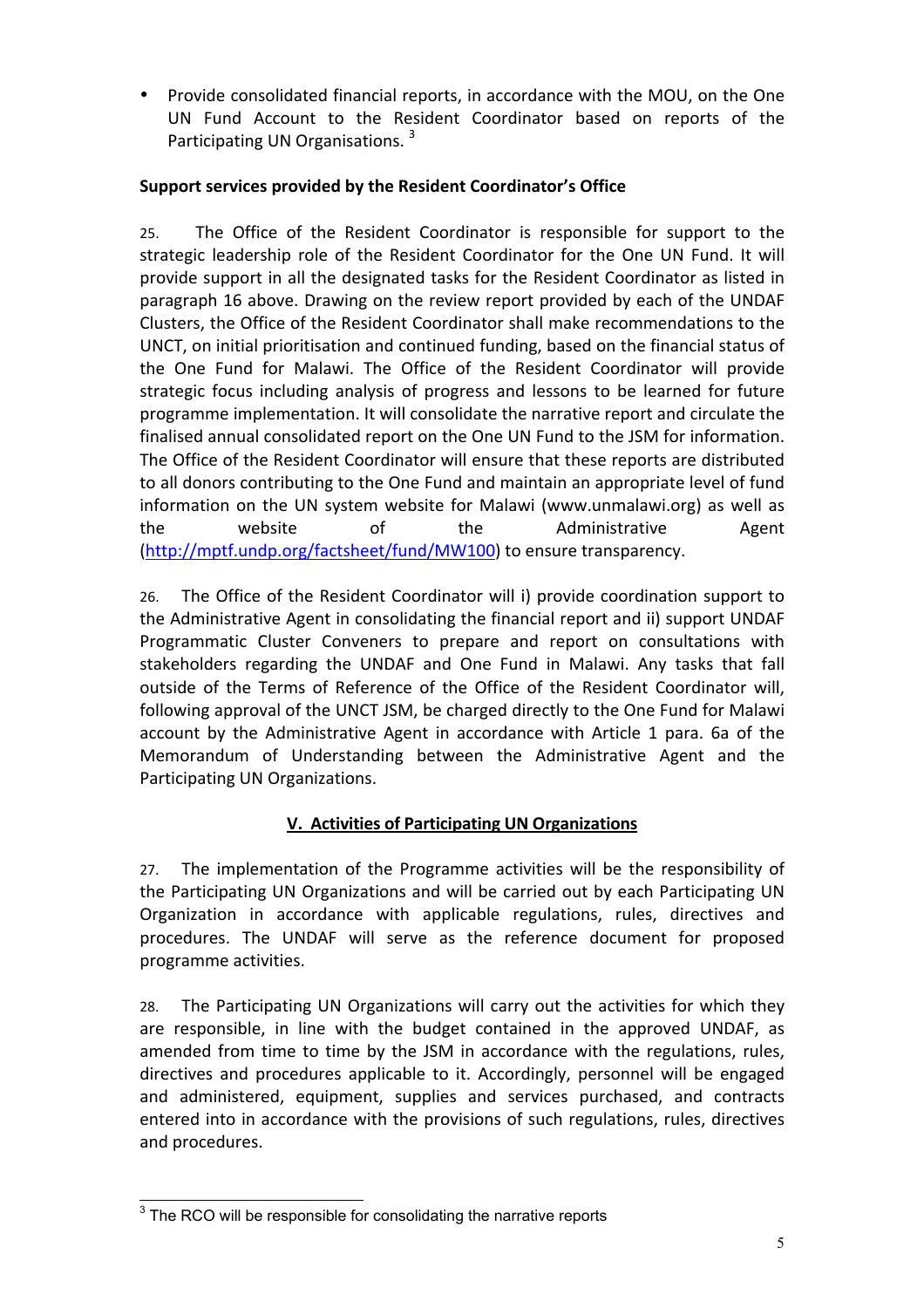- Provide consolidated financial reports, in accordance with the MOU, on the One UN Fund Account to the Resident Coordinator based on reports of the Participating UN Organisations. [3]

**Support services provided by the Resident Coordinator's Office**

25. The Office of the Resident Coordinator is responsible for support to the strategic leadership role of the Resident Coordinator for the One UN Fund. It will provide support in all the designated tasks for the Resident Coordinator as listed in paragraph 16 above. Drawing on the review report provided by each of the UNDAF Clusters, the Office of the Resident Coordinator shall make recommendations to the UNCT, on initial prioritisation and continued funding, based on the financial status of the One Fund for Malawi. The Office of the Resident Coordinator will provide strategic focus including analysis of progress and lessons to be learned for future programme implementation. It will consolidate the narrative report and circulate the finalised annual consolidated report on the One UN Fund to the JSM for information. The Office of the Resident Coordinator will ensure that these reports are distributed to all donors contributing to the One Fund and maintain an appropriate level of fund information on the UN system website for Malawi (www.unmalawi.org) as well as the website of the Administrative Agent (http://mptf.undp.org/factsheet/fund/MW100) to ensure transparency.

26. The Office of the Resident Coordinator will i) provide coordination support to the Administrative Agent in consolidating the financial report and ii) support UNDAF Programmatic Cluster Conveners to prepare and report on consultations with stakeholders regarding the UNDAF and One Fund in Malawi. Any tasks that fall outside of the Terms of Reference of the Office of the Resident Coordinator will, following approval of the UNCT JSM, be charged directly to the One Fund for Malawi account by the Administrative Agent in accordance with Article 1 para. 6a of the Memorandum of Understanding between the Administrative Agent and the Participating UN Organizations.

## V. Activities of Participating UN Organizations

27. The implementation of the Programme activities will be the responsibility of the Participating UN Organizations and will be carried out by each Participating UN Organization in accordance with applicable regulations, rules, directives and procedures. The UNDAF will serve as the reference document for proposed programme activities.

28. The Participating UN Organizations will carry out the activities for which they are responsible, in line with the budget contained in the approved UNDAF, as amended from time to time by the JSM in accordance with the regulations, rules, directives and procedures applicable to it. Accordingly, personnel will be engaged and administered, equipment, supplies and services purchased, and contracts entered into in accordance with the provisions of such regulations, rules, directives and procedures.

---

[3] The RCO will be responsible for consolidating the narrative reports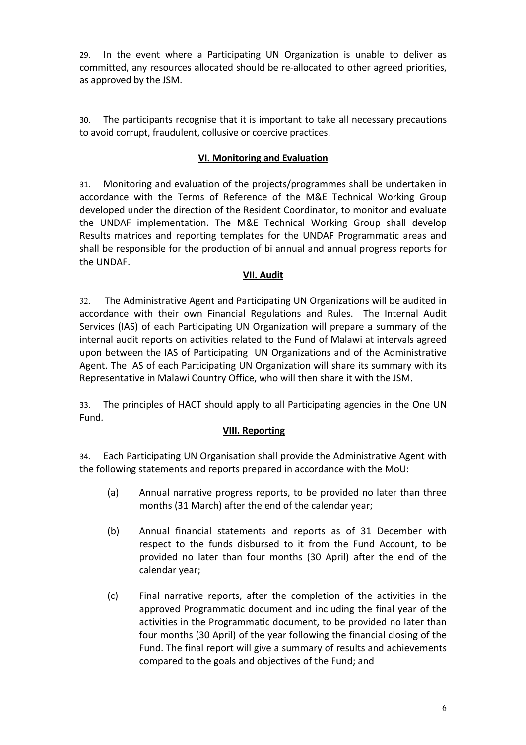29. In the event where a Participating UN Organization is unable to deliver as committed, any resources allocated should be re-allocated to other agreed priorities, as approved by the JSM.

30. The participants recognise that it is important to take all necessary precautions to avoid corrupt, fraudulent, collusive or coercive practices.

## VI. Monitoring and Evaluation

31. Monitoring and evaluation of the projects/programmes shall be undertaken in accordance with the Terms of Reference of the M&E Technical Working Group developed under the direction of the Resident Coordinator, to monitor and evaluate the UNDAF implementation. The M&E Technical Working Group shall develop Results matrices and reporting templates for the UNDAF Programmatic areas and shall be responsible for the production of bi annual and annual progress reports for the UNDAF.

## VII. Audit

32. The Administrative Agent and Participating UN Organizations will be audited in accordance with their own Financial Regulations and Rules. The Internal Audit Services (IAS) of each Participating UN Organization will prepare a summary of the internal audit reports on activities related to the Fund of Malawi at intervals agreed upon between the IAS of Participating UN Organizations and of the Administrative Agent. The IAS of each Participating UN Organization will share its summary with its Representative in Malawi Country Office, who will then share it with the JSM.

33. The principles of HACT should apply to all Participating agencies in the One UN Fund.

## VIII. Reporting

34. Each Participating UN Organisation shall provide the Administrative Agent with the following statements and reports prepared in accordance with the MoU:

(a) Annual narrative progress reports, to be provided no later than three months (31 March) after the end of the calendar year;

(b) Annual financial statements and reports as of 31 December with respect to the funds disbursed to it from the Fund Account, to be provided no later than four months (30 April) after the end of the calendar year;

(c) Final narrative reports, after the completion of the activities in the approved Programmatic document and including the final year of the activities in the Programmatic document, to be provided no later than four months (30 April) of the year following the financial closing of the Fund. The final report will give a summary of results and achievements compared to the goals and objectives of the Fund; and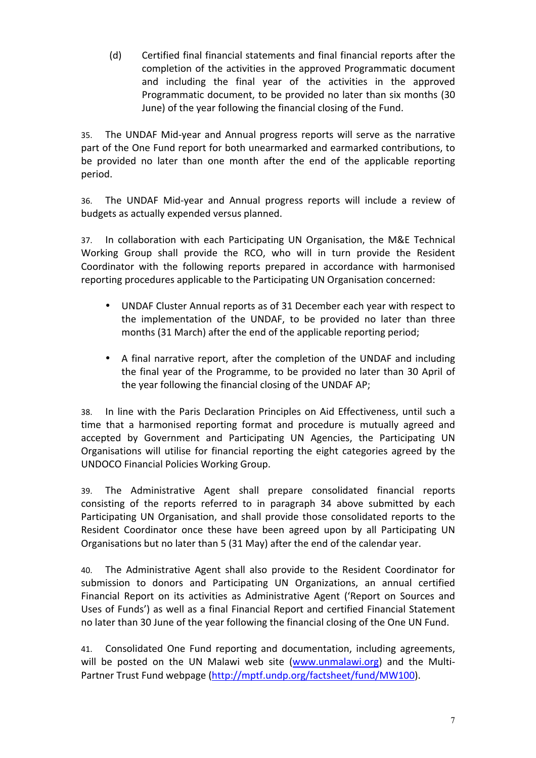(d) Certified final financial statements and final financial reports after the completion of the activities in the approved Programmatic document and including the final year of the activities in the approved Programmatic document, to be provided no later than six months (30 June) of the year following the financial closing of the Fund.

35. The UNDAF Mid-year and Annual progress reports will serve as the narrative part of the One Fund report for both unearmarked and earmarked contributions, to be provided no later than one month after the end of the applicable reporting period.

36. The UNDAF Mid-year and Annual progress reports will include a review of budgets as actually expended versus planned.

37. In collaboration with each Participating UN Organisation, the M&E Technical Working Group shall provide the RCO, who will in turn provide the Resident Coordinator with the following reports prepared in accordance with harmonised reporting procedures applicable to the Participating UN Organisation concerned:

- UNDAF Cluster Annual reports as of 31 December each year with respect to the implementation of the UNDAF, to be provided no later than three months (31 March) after the end of the applicable reporting period;

- A final narrative report, after the completion of the UNDAF and including the final year of the Programme, to be provided no later than 30 April of the year following the financial closing of the UNDAF AP;

38. In line with the Paris Declaration Principles on Aid Effectiveness, until such a time that a harmonised reporting format and procedure is mutually agreed and accepted by Government and Participating UN Agencies, the Participating UN Organisations will utilise for financial reporting the eight categories agreed by the UNDOCO Financial Policies Working Group.

39. The Administrative Agent shall prepare consolidated financial reports consisting of the reports referred to in paragraph 34 above submitted by each Participating UN Organisation, and shall provide those consolidated reports to the Resident Coordinator once these have been agreed upon by all Participating UN Organisations but no later than 5 (31 May) after the end of the calendar year.

40. The Administrative Agent shall also provide to the Resident Coordinator for submission to donors and Participating UN Organizations, an annual certified Financial Report on its activities as Administrative Agent ('Report on Sources and Uses of Funds') as well as a final Financial Report and certified Financial Statement no later than 30 June of the year following the financial closing of the One UN Fund.

41. Consolidated One Fund reporting and documentation, including agreements, will be posted on the UN Malawi web site (www.unmalawi.org) and the Multi-Partner Trust Fund webpage (http://mptf.undp.org/factsheet/fund/MW100).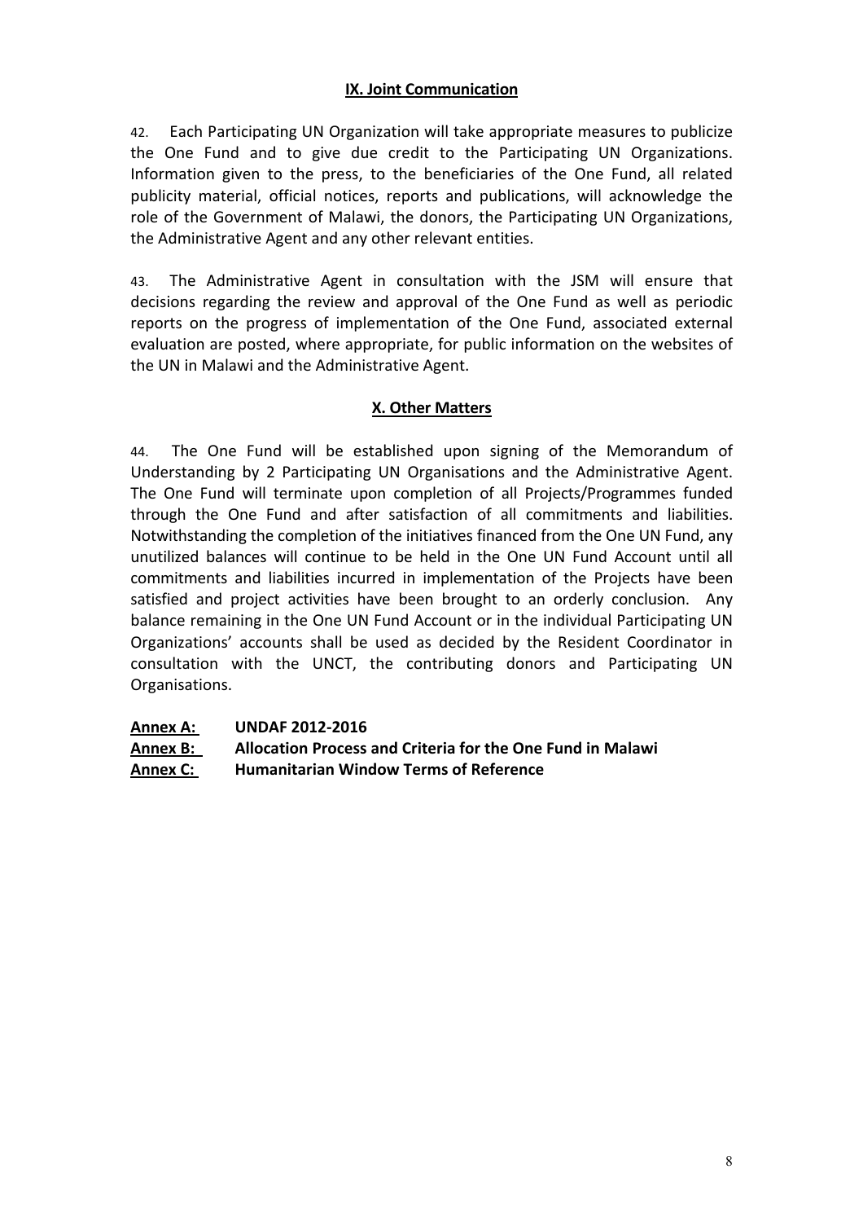## IX. Joint Communication

42. Each Participating UN Organization will take appropriate measures to publicize the One Fund and to give due credit to the Participating UN Organizations. Information given to the press, to the beneficiaries of the One Fund, all related publicity material, official notices, reports and publications, will acknowledge the role of the Government of Malawi, the donors, the Participating UN Organizations, the Administrative Agent and any other relevant entities.

43. The Administrative Agent in consultation with the JSM will ensure that decisions regarding the review and approval of the One Fund as well as periodic reports on the progress of implementation of the One Fund, associated external evaluation are posted, where appropriate, for public information on the websites of the UN in Malawi and the Administrative Agent.

## X. Other Matters

44. The One Fund will be established upon signing of the Memorandum of Understanding by 2 Participating UN Organisations and the Administrative Agent. The One Fund will terminate upon completion of all Projects/Programmes funded through the One Fund and after satisfaction of all commitments and liabilities. Notwithstanding the completion of the initiatives financed from the One UN Fund, any unutilized balances will continue to be held in the One UN Fund Account until all commitments and liabilities incurred in implementation of the Projects have been satisfied and project activities have been brought to an orderly conclusion. Any balance remaining in the One UN Fund Account or in the individual Participating UN Organizations' accounts shall be used as decided by the Resident Coordinator in consultation with the UNCT, the contributing donors and Participating UN Organisations.

**Annex A:** **UNDAF 2012-2016**
**Annex B:** **Allocation Process and Criteria for the One Fund in Malawi**
**Annex C:** **Humanitarian Window Terms of Reference**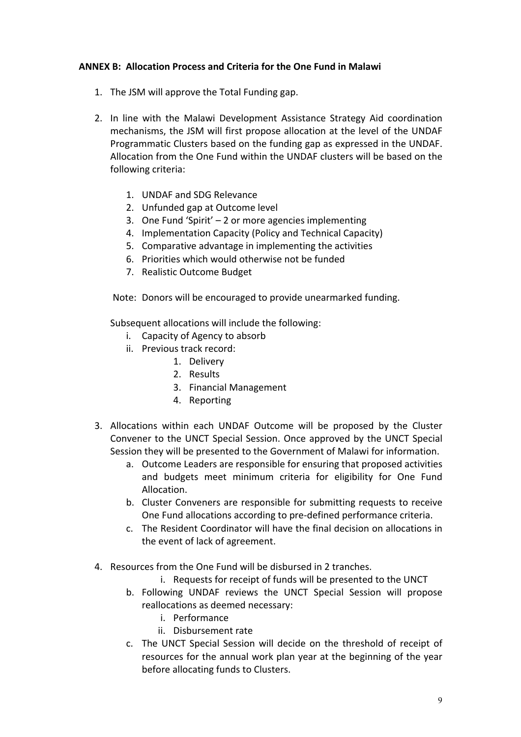**ANNEX B: Allocation Process and Criteria for the One Fund in Malawi**

1. The JSM will approve the Total Funding gap.

2. In line with the Malawi Development Assistance Strategy Aid coordination mechanisms, the JSM will first propose allocation at the level of the UNDAF Programmatic Clusters based on the funding gap as expressed in the UNDAF. Allocation from the One Fund within the UNDAF clusters will be based on the following criteria:

    1. UNDAF and SDG Relevance
    2. Unfunded gap at Outcome level
    3. One Fund 'Spirit' – 2 or more agencies implementing
    4. Implementation Capacity (Policy and Technical Capacity)
    5. Comparative advantage in implementing the activities
    6. Priorities which would otherwise not be funded
    7. Realistic Outcome Budget

    Note: Donors will be encouraged to provide unearmarked funding.

    Subsequent allocations will include the following:

    i. Capacity of Agency to absorb
    ii. Previous track record:
        1. Delivery
        2. Results
        3. Financial Management
        4. Reporting

3. Allocations within each UNDAF Outcome will be proposed by the Cluster Convener to the UNCT Special Session. Once approved by the UNCT Special Session they will be presented to the Government of Malawi for information.
    a. Outcome Leaders are responsible for ensuring that proposed activities and budgets meet minimum criteria for eligibility for One Fund Allocation.
    b. Cluster Conveners are responsible for submitting requests to receive One Fund allocations according to pre-defined performance criteria.
    c. The Resident Coordinator will have the final decision on allocations in the event of lack of agreement.

4. Resources from the One Fund will be disbursed in 2 tranches.
    i. Requests for receipt of funds will be presented to the UNCT
    b. Following UNDAF reviews the UNCT Special Session will propose reallocations as deemed necessary:
        i. Performance
        ii. Disbursement rate
    c. The UNCT Special Session will decide on the threshold of receipt of resources for the annual work plan year at the beginning of the year before allocating funds to Clusters.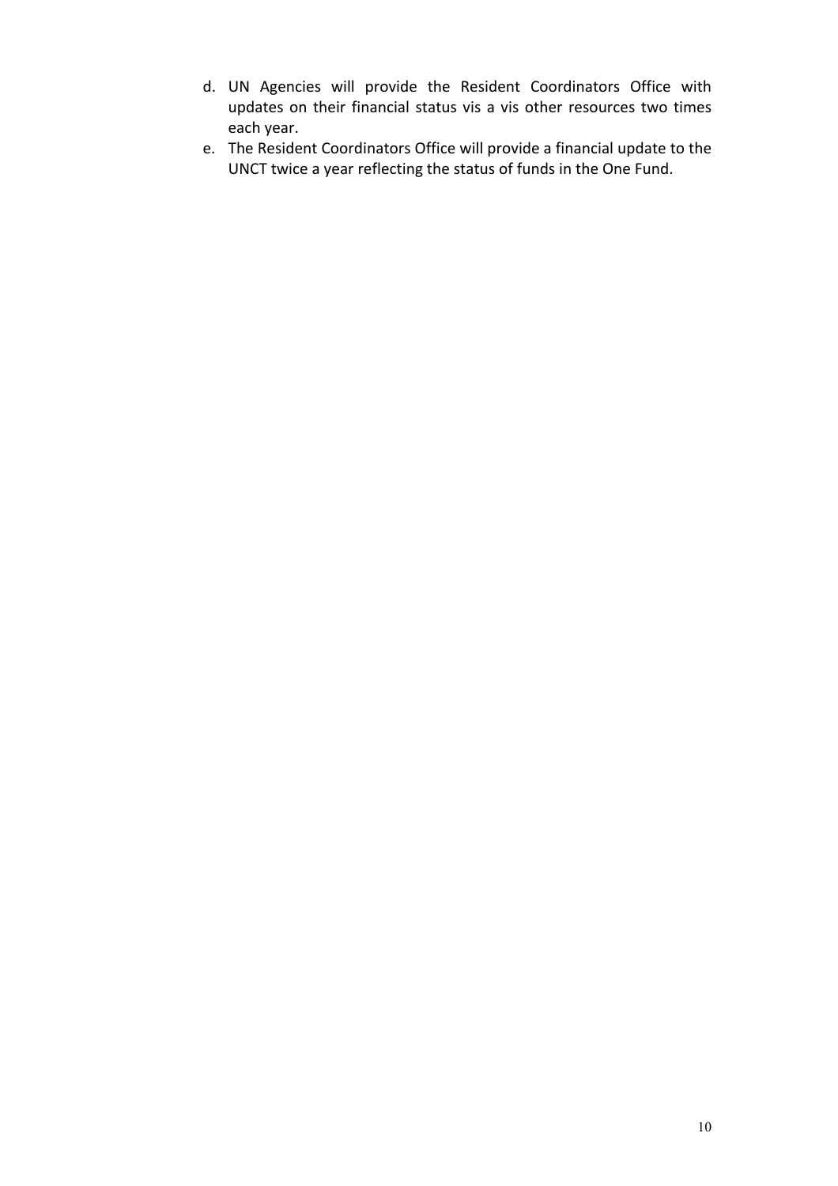d. UN Agencies will provide the Resident Coordinators Office with updates on their financial status vis a vis other resources two times each year.
e. The Resident Coordinators Office will provide a financial update to the UNCT twice a year reflecting the status of funds in the One Fund.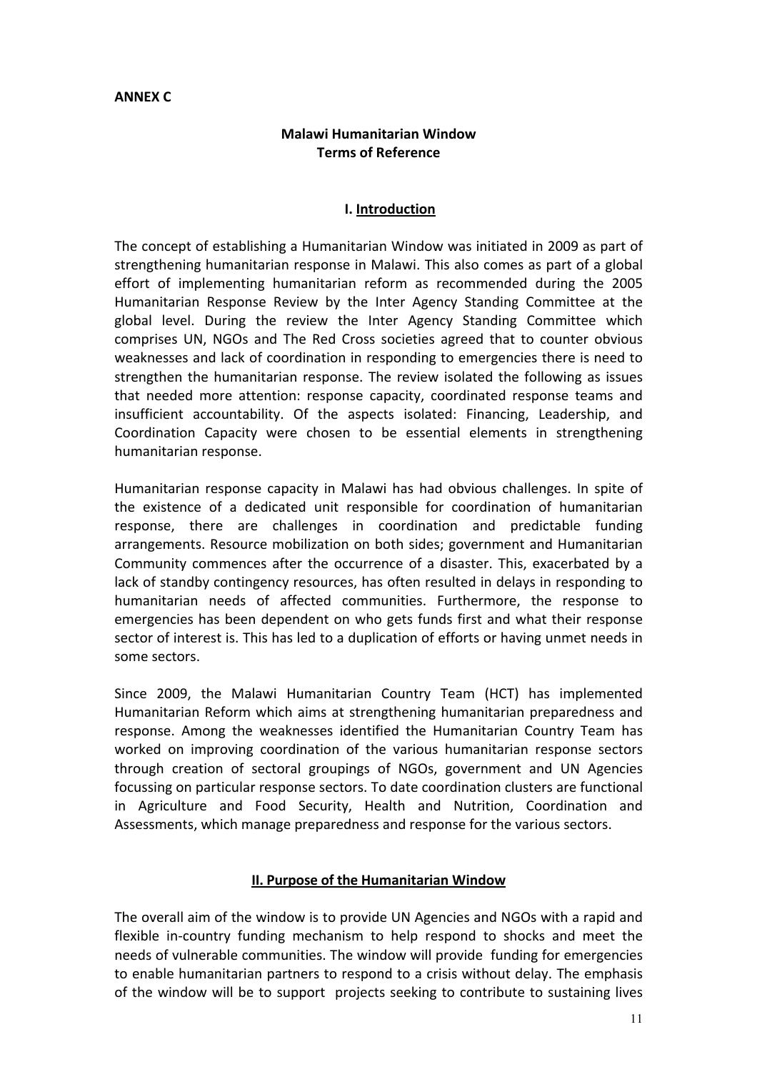**ANNEX C**

## Malawi Humanitarian Window
## Terms of Reference

### I. Introduction

The concept of establishing a Humanitarian Window was initiated in 2009 as part of strengthening humanitarian response in Malawi. This also comes as part of a global effort of implementing humanitarian reform as recommended during the 2005 Humanitarian Response Review by the Inter Agency Standing Committee at the global level. During the review the Inter Agency Standing Committee which comprises UN, NGOs and The Red Cross societies agreed that to counter obvious weaknesses and lack of coordination in responding to emergencies there is need to strengthen the humanitarian response. The review isolated the following as issues that needed more attention: response capacity, coordinated response teams and insufficient accountability. Of the aspects isolated: Financing, Leadership, and Coordination Capacity were chosen to be essential elements in strengthening humanitarian response.

Humanitarian response capacity in Malawi has had obvious challenges. In spite of the existence of a dedicated unit responsible for coordination of humanitarian response, there are challenges in coordination and predictable funding arrangements. Resource mobilization on both sides; government and Humanitarian Community commences after the occurrence of a disaster. This, exacerbated by a lack of standby contingency resources, has often resulted in delays in responding to humanitarian needs of affected communities. Furthermore, the response to emergencies has been dependent on who gets funds first and what their response sector of interest is. This has led to a duplication of efforts or having unmet needs in some sectors.

Since 2009, the Malawi Humanitarian Country Team (HCT) has implemented Humanitarian Reform which aims at strengthening humanitarian preparedness and response. Among the weaknesses identified the Humanitarian Country Team has worked on improving coordination of the various humanitarian response sectors through creation of sectoral groupings of NGOs, government and UN Agencies focussing on particular response sectors. To date coordination clusters are functional in Agriculture and Food Security, Health and Nutrition, Coordination and Assessments, which manage preparedness and response for the various sectors.

### II. Purpose of the Humanitarian Window

The overall aim of the window is to provide UN Agencies and NGOs with a rapid and flexible in-country funding mechanism to help respond to shocks and meet the needs of vulnerable communities. The window will provide funding for emergencies to enable humanitarian partners to respond to a crisis without delay. The emphasis of the window will be to support projects seeking to contribute to sustaining lives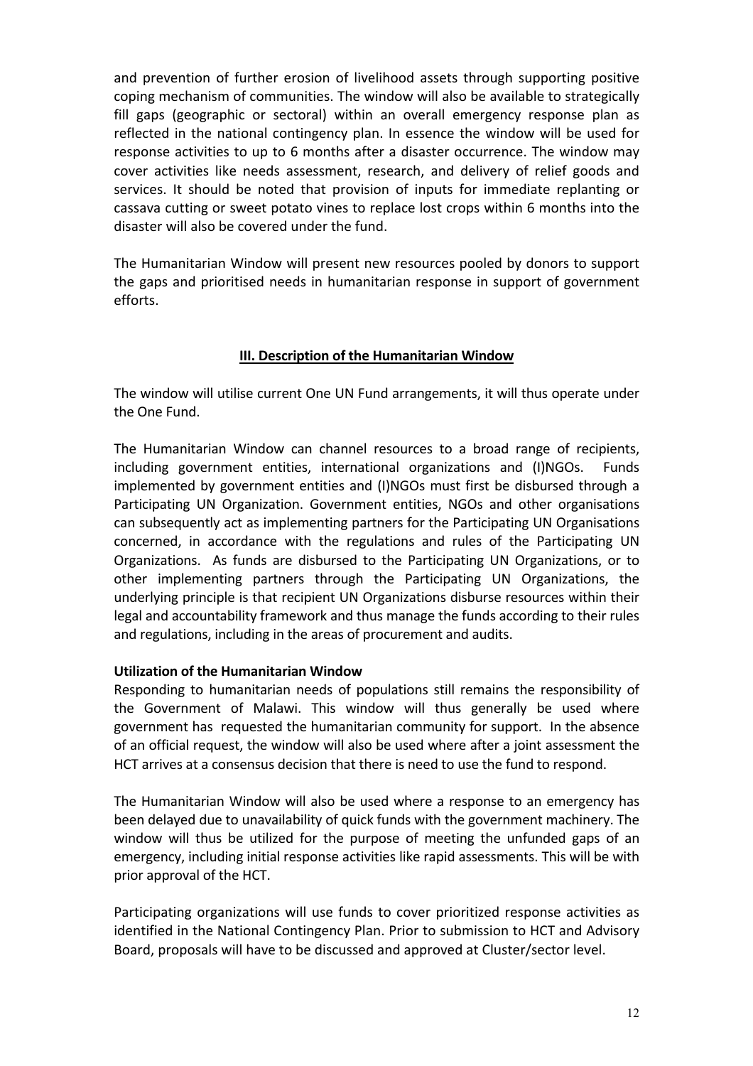and prevention of further erosion of livelihood assets through supporting positive coping mechanism of communities. The window will also be available to strategically fill gaps (geographic or sectoral) within an overall emergency response plan as reflected in the national contingency plan. In essence the window will be used for response activities to up to 6 months after a disaster occurrence. The window may cover activities like needs assessment, research, and delivery of relief goods and services. It should be noted that provision of inputs for immediate replanting or cassava cutting or sweet potato vines to replace lost crops within 6 months into the disaster will also be covered under the fund.

The Humanitarian Window will present new resources pooled by donors to support the gaps and prioritised needs in humanitarian response in support of government efforts.

## III. Description of the Humanitarian Window

The window will utilise current One UN Fund arrangements, it will thus operate under the One Fund.

The Humanitarian Window can channel resources to a broad range of recipients, including government entities, international organizations and (I)NGOs. Funds implemented by government entities and (I)NGOs must first be disbursed through a Participating UN Organization. Government entities, NGOs and other organisations can subsequently act as implementing partners for the Participating UN Organisations concerned, in accordance with the regulations and rules of the Participating UN Organizations. As funds are disbursed to the Participating UN Organizations, or to other implementing partners through the Participating UN Organizations, the underlying principle is that recipient UN Organizations disburse resources within their legal and accountability framework and thus manage the funds according to their rules and regulations, including in the areas of procurement and audits.

**Utilization of the Humanitarian Window**

Responding to humanitarian needs of populations still remains the responsibility of the Government of Malawi. This window will thus generally be used where government has requested the humanitarian community for support. In the absence of an official request, the window will also be used where after a joint assessment the HCT arrives at a consensus decision that there is need to use the fund to respond.

The Humanitarian Window will also be used where a response to an emergency has been delayed due to unavailability of quick funds with the government machinery. The window will thus be utilized for the purpose of meeting the unfunded gaps of an emergency, including initial response activities like rapid assessments. This will be with prior approval of the HCT.

Participating organizations will use funds to cover prioritized response activities as identified in the National Contingency Plan. Prior to submission to HCT and Advisory Board, proposals will have to be discussed and approved at Cluster/sector level.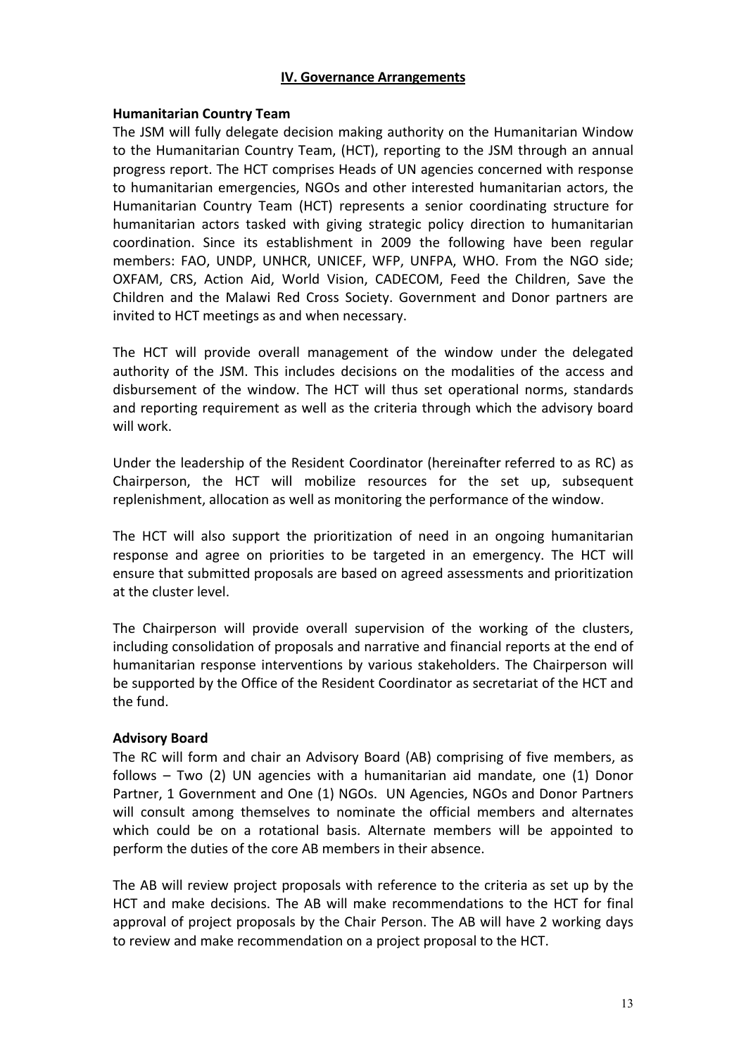## IV. Governance Arrangements

**Humanitarian Country Team**

The JSM will fully delegate decision making authority on the Humanitarian Window to the Humanitarian Country Team, (HCT), reporting to the JSM through an annual progress report. The HCT comprises Heads of UN agencies concerned with response to humanitarian emergencies, NGOs and other interested humanitarian actors, the Humanitarian Country Team (HCT) represents a senior coordinating structure for humanitarian actors tasked with giving strategic policy direction to humanitarian coordination. Since its establishment in 2009 the following have been regular members: FAO, UNDP, UNHCR, UNICEF, WFP, UNFPA, WHO. From the NGO side; OXFAM, CRS, Action Aid, World Vision, CADECOM, Feed the Children, Save the Children and the Malawi Red Cross Society. Government and Donor partners are invited to HCT meetings as and when necessary.

The HCT will provide overall management of the window under the delegated authority of the JSM. This includes decisions on the modalities of the access and disbursement of the window. The HCT will thus set operational norms, standards and reporting requirement as well as the criteria through which the advisory board will work.

Under the leadership of the Resident Coordinator (hereinafter referred to as RC) as Chairperson, the HCT will mobilize resources for the set up, subsequent replenishment, allocation as well as monitoring the performance of the window.

The HCT will also support the prioritization of need in an ongoing humanitarian response and agree on priorities to be targeted in an emergency. The HCT will ensure that submitted proposals are based on agreed assessments and prioritization at the cluster level.

The Chairperson will provide overall supervision of the working of the clusters, including consolidation of proposals and narrative and financial reports at the end of humanitarian response interventions by various stakeholders. The Chairperson will be supported by the Office of the Resident Coordinator as secretariat of the HCT and the fund.

**Advisory Board**

The RC will form and chair an Advisory Board (AB) comprising of five members, as follows – Two (2) UN agencies with a humanitarian aid mandate, one (1) Donor Partner, 1 Government and One (1) NGOs. UN Agencies, NGOs and Donor Partners will consult among themselves to nominate the official members and alternates which could be on a rotational basis. Alternate members will be appointed to perform the duties of the core AB members in their absence.

The AB will review project proposals with reference to the criteria as set up by the HCT and make decisions. The AB will make recommendations to the HCT for final approval of project proposals by the Chair Person. The AB will have 2 working days to review and make recommendation on a project proposal to the HCT.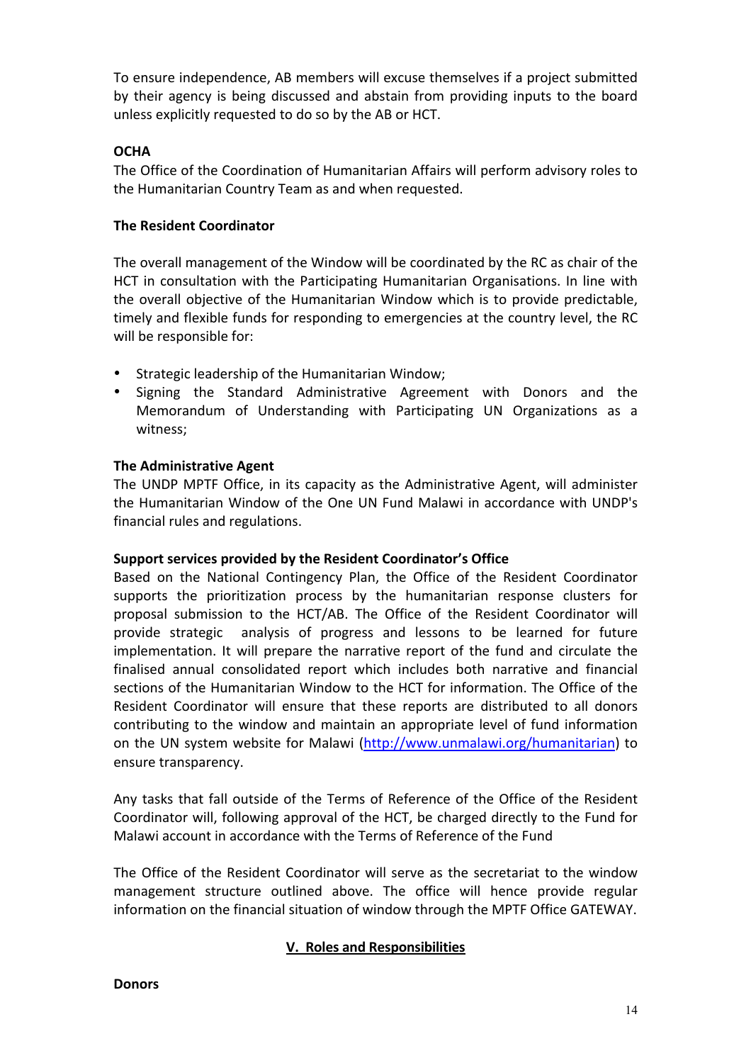To ensure independence, AB members will excuse themselves if a project submitted by their agency is being discussed and abstain from providing inputs to the board unless explicitly requested to do so by the AB or HCT.

**OCHA**

The Office of the Coordination of Humanitarian Affairs will perform advisory roles to the Humanitarian Country Team as and when requested.

**The Resident Coordinator**

The overall management of the Window will be coordinated by the RC as chair of the HCT in consultation with the Participating Humanitarian Organisations. In line with the overall objective of the Humanitarian Window which is to provide predictable, timely and flexible funds for responding to emergencies at the country level, the RC will be responsible for:

- Strategic leadership of the Humanitarian Window;
- Signing the Standard Administrative Agreement with Donors and the Memorandum of Understanding with Participating UN Organizations as a witness;

**The Administrative Agent**

The UNDP MPTF Office, in its capacity as the Administrative Agent, will administer the Humanitarian Window of the One UN Fund Malawi in accordance with UNDP's financial rules and regulations.

**Support services provided by the Resident Coordinator's Office**

Based on the National Contingency Plan, the Office of the Resident Coordinator supports the prioritization process by the humanitarian response clusters for proposal submission to the HCT/AB. The Office of the Resident Coordinator will provide strategic analysis of progress and lessons to be learned for future implementation. It will prepare the narrative report of the fund and circulate the finalised annual consolidated report which includes both narrative and financial sections of the Humanitarian Window to the HCT for information. The Office of the Resident Coordinator will ensure that these reports are distributed to all donors contributing to the window and maintain an appropriate level of fund information on the UN system website for Malawi (http://www.unmalawi.org/humanitarian) to ensure transparency.

Any tasks that fall outside of the Terms of Reference of the Office of the Resident Coordinator will, following approval of the HCT, be charged directly to the Fund for Malawi account in accordance with the Terms of Reference of the Fund

The Office of the Resident Coordinator will serve as the secretariat to the window management structure outlined above. The office will hence provide regular information on the financial situation of window through the MPTF Office GATEWAY.

## V. Roles and Responsibilities

**Donors**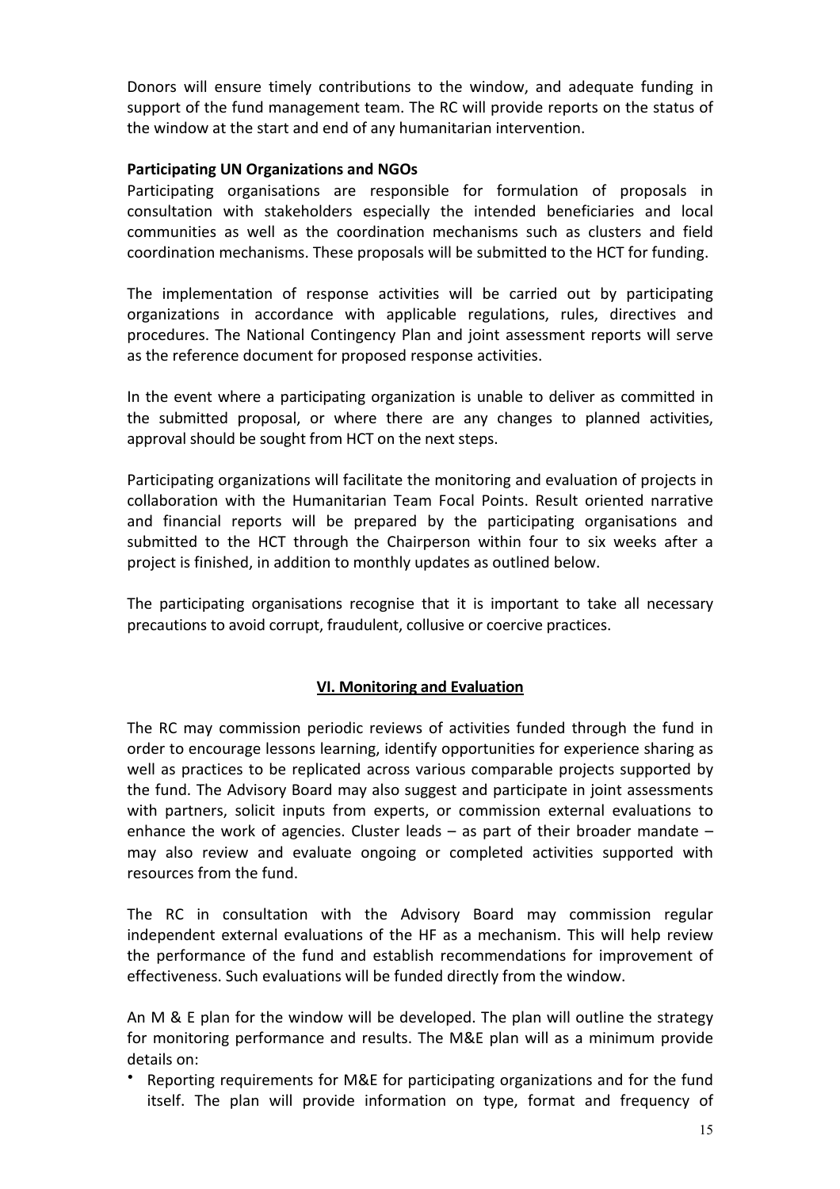Donors will ensure timely contributions to the window, and adequate funding in support of the fund management team. The RC will provide reports on the status of the window at the start and end of any humanitarian intervention.

**Participating UN Organizations and NGOs**

Participating organisations are responsible for formulation of proposals in consultation with stakeholders especially the intended beneficiaries and local communities as well as the coordination mechanisms such as clusters and field coordination mechanisms. These proposals will be submitted to the HCT for funding.

The implementation of response activities will be carried out by participating organizations in accordance with applicable regulations, rules, directives and procedures. The National Contingency Plan and joint assessment reports will serve as the reference document for proposed response activities.

In the event where a participating organization is unable to deliver as committed in the submitted proposal, or where there are any changes to planned activities, approval should be sought from HCT on the next steps.

Participating organizations will facilitate the monitoring and evaluation of projects in collaboration with the Humanitarian Team Focal Points. Result oriented narrative and financial reports will be prepared by the participating organisations and submitted to the HCT through the Chairperson within four to six weeks after a project is finished, in addition to monthly updates as outlined below.

The participating organisations recognise that it is important to take all necessary precautions to avoid corrupt, fraudulent, collusive or coercive practices.

## VI. Monitoring and Evaluation

The RC may commission periodic reviews of activities funded through the fund in order to encourage lessons learning, identify opportunities for experience sharing as well as practices to be replicated across various comparable projects supported by the fund. The Advisory Board may also suggest and participate in joint assessments with partners, solicit inputs from experts, or commission external evaluations to enhance the work of agencies. Cluster leads – as part of their broader mandate – may also review and evaluate ongoing or completed activities supported with resources from the fund.

The RC in consultation with the Advisory Board may commission regular independent external evaluations of the HF as a mechanism. This will help review the performance of the fund and establish recommendations for improvement of effectiveness. Such evaluations will be funded directly from the window.

An M & E plan for the window will be developed. The plan will outline the strategy for monitoring performance and results. The M&E plan will as a minimum provide details on:

- Reporting requirements for M&E for participating organizations and for the fund itself. The plan will provide information on type, format and frequency of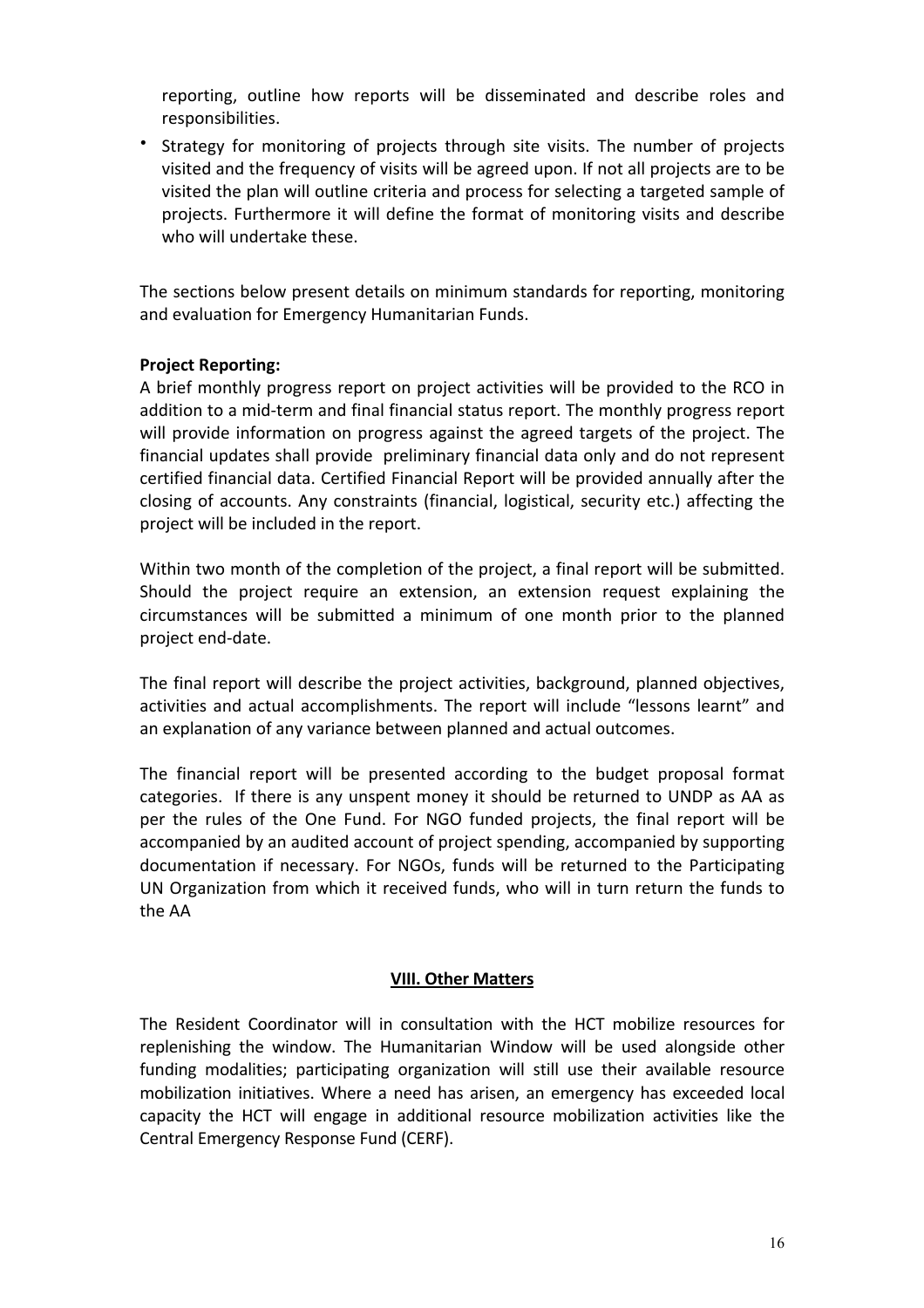reporting, outline how reports will be disseminated and describe roles and responsibilities.

- Strategy for monitoring of projects through site visits. The number of projects visited and the frequency of visits will be agreed upon. If not all projects are to be visited the plan will outline criteria and process for selecting a targeted sample of projects. Furthermore it will define the format of monitoring visits and describe who will undertake these.

The sections below present details on minimum standards for reporting, monitoring and evaluation for Emergency Humanitarian Funds.

**Project Reporting:**

A brief monthly progress report on project activities will be provided to the RCO in addition to a mid-term and final financial status report. The monthly progress report will provide information on progress against the agreed targets of the project. The financial updates shall provide preliminary financial data only and do not represent certified financial data. Certified Financial Report will be provided annually after the closing of accounts. Any constraints (financial, logistical, security etc.) affecting the project will be included in the report.

Within two month of the completion of the project, a final report will be submitted. Should the project require an extension, an extension request explaining the circumstances will be submitted a minimum of one month prior to the planned project end-date.

The final report will describe the project activities, background, planned objectives, activities and actual accomplishments. The report will include "lessons learnt" and an explanation of any variance between planned and actual outcomes.

The financial report will be presented according to the budget proposal format categories. If there is any unspent money it should be returned to UNDP as AA as per the rules of the One Fund. For NGO funded projects, the final report will be accompanied by an audited account of project spending, accompanied by supporting documentation if necessary. For NGOs, funds will be returned to the Participating UN Organization from which it received funds, who will in turn return the funds to the AA

## VIII. Other Matters

The Resident Coordinator will in consultation with the HCT mobilize resources for replenishing the window. The Humanitarian Window will be used alongside other funding modalities; participating organization will still use their available resource mobilization initiatives. Where a need has arisen, an emergency has exceeded local capacity the HCT will engage in additional resource mobilization activities like the Central Emergency Response Fund (CERF).